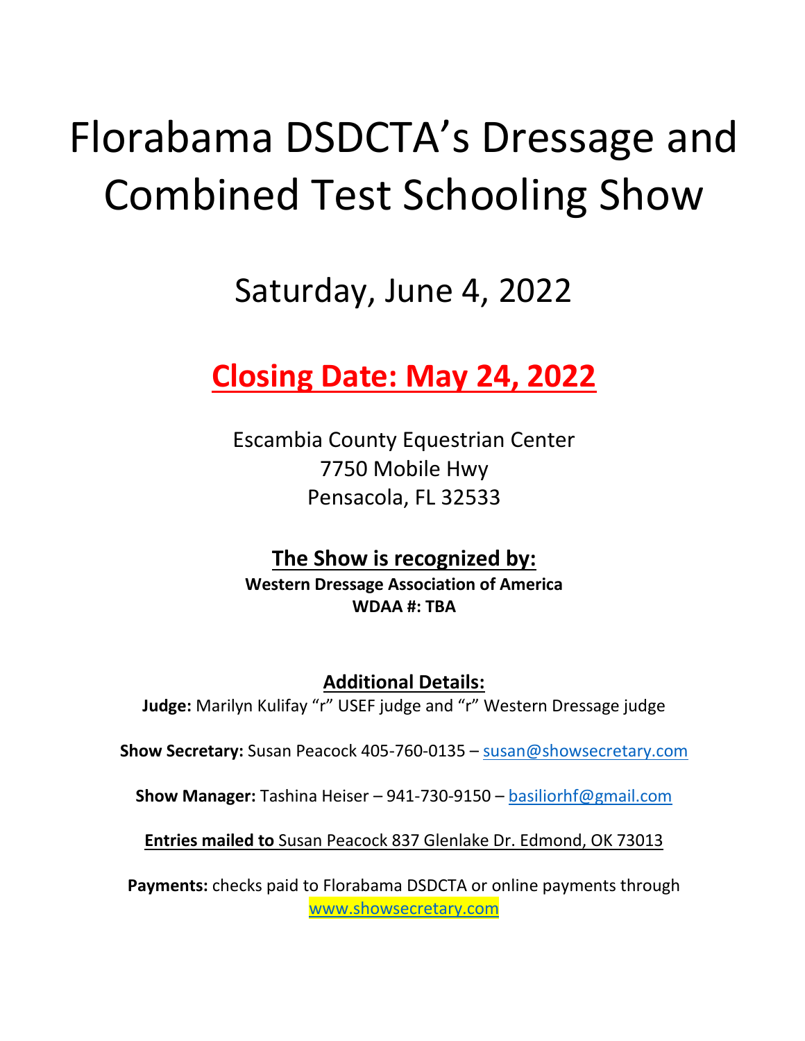# Florabama DSDCTA's Dressage and Combined Test Schooling Show

## Saturday, June 4, 2022

## **Closing Date: May 24, 2022**

Escambia County Equestrian Center
7750 Mobile Hwy
Pensacola, FL 32533

**The Show is recognized by:**
**Western Dressage Association of America**
**WDAA #: TBA**

**Additional Details:**

**Judge:** Marilyn Kulifay "r" USEF judge and "r" Western Dressage judge

**Show Secretary:** Susan Peacock 405-760-0135 – susan@showsecretary.com

**Show Manager:** Tashina Heiser – 941-730-9150 – basiliorhf@gmail.com

**Entries mailed to** Susan Peacock 837 Glenlake Dr. Edmond, OK 73013

**Payments:** checks paid to Florabama DSDCTA or online payments through www.showsecretary.com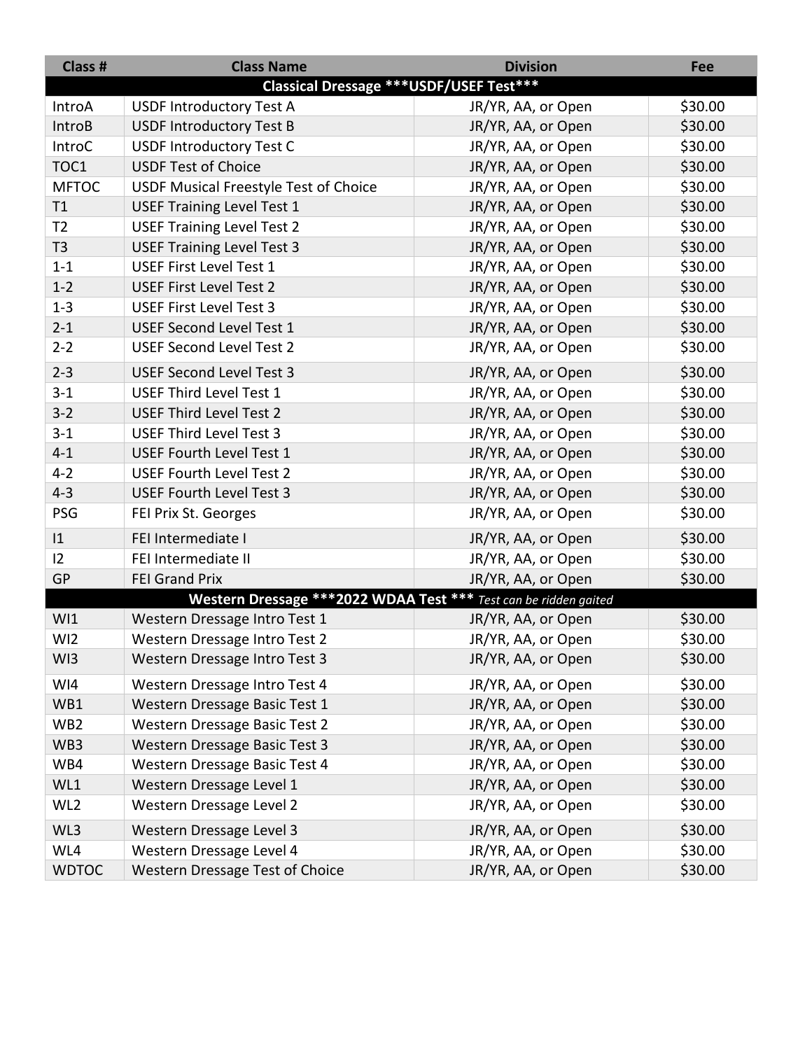| Class # | Class Name | Division | Fee |
|---|---|---|---|
| **Classical Dressage ***USDF/USEF Test***** | | | |
| IntroA | USDF Introductory Test A | JR/YR, AA, or Open | $30.00 |
| IntroB | USDF Introductory Test B | JR/YR, AA, or Open | $30.00 |
| IntroC | USDF Introductory Test C | JR/YR, AA, or Open | $30.00 |
| TOC1 | USDF Test of Choice | JR/YR, AA, or Open | $30.00 |
| MFTOC | USDF Musical Freestyle Test of Choice | JR/YR, AA, or Open | $30.00 |
| T1 | USEF Training Level Test 1 | JR/YR, AA, or Open | $30.00 |
| T2 | USEF Training Level Test 2 | JR/YR, AA, or Open | $30.00 |
| T3 | USEF Training Level Test 3 | JR/YR, AA, or Open | $30.00 |
| 1-1 | USEF First Level Test 1 | JR/YR, AA, or Open | $30.00 |
| 1-2 | USEF First Level Test 2 | JR/YR, AA, or Open | $30.00 |
| 1-3 | USEF First Level Test 3 | JR/YR, AA, or Open | $30.00 |
| 2-1 | USEF Second Level Test 1 | JR/YR, AA, or Open | $30.00 |
| 2-2 | USEF Second Level Test 2 | JR/YR, AA, or Open | $30.00 |
| 2-3 | USEF Second Level Test 3 | JR/YR, AA, or Open | $30.00 |
| 3-1 | USEF Third Level Test 1 | JR/YR, AA, or Open | $30.00 |
| 3-2 | USEF Third Level Test 2 | JR/YR, AA, or Open | $30.00 |
| 3-1 | USEF Third Level Test 3 | JR/YR, AA, or Open | $30.00 |
| 4-1 | USEF Fourth Level Test 1 | JR/YR, AA, or Open | $30.00 |
| 4-2 | USEF Fourth Level Test 2 | JR/YR, AA, or Open | $30.00 |
| 4-3 | USEF Fourth Level Test 3 | JR/YR, AA, or Open | $30.00 |
| PSG | FEI Prix St. Georges | JR/YR, AA, or Open | $30.00 |
| I1 | FEI Intermediate I | JR/YR, AA, or Open | $30.00 |
| I2 | FEI Intermediate II | JR/YR, AA, or Open | $30.00 |
| GP | FEI Grand Prix | JR/YR, AA, or Open | $30.00 |
| **Western Dressage ***2022 WDAA Test ***** *Test can be ridden gaited* | | | |
| WI1 | Western Dressage Intro Test 1 | JR/YR, AA, or Open | $30.00 |
| WI2 | Western Dressage Intro Test 2 | JR/YR, AA, or Open | $30.00 |
| WI3 | Western Dressage Intro Test 3 | JR/YR, AA, or Open | $30.00 |
| WI4 | Western Dressage Intro Test 4 | JR/YR, AA, or Open | $30.00 |
| WB1 | Western Dressage Basic Test 1 | JR/YR, AA, or Open | $30.00 |
| WB2 | Western Dressage Basic Test 2 | JR/YR, AA, or Open | $30.00 |
| WB3 | Western Dressage Basic Test 3 | JR/YR, AA, or Open | $30.00 |
| WB4 | Western Dressage Basic Test 4 | JR/YR, AA, or Open | $30.00 |
| WL1 | Western Dressage Level 1 | JR/YR, AA, or Open | $30.00 |
| WL2 | Western Dressage Level 2 | JR/YR, AA, or Open | $30.00 |
| WL3 | Western Dressage Level 3 | JR/YR, AA, or Open | $30.00 |
| WL4 | Western Dressage Level 4 | JR/YR, AA, or Open | $30.00 |
| WDTOC | Western Dressage Test of Choice | JR/YR, AA, or Open | $30.00 |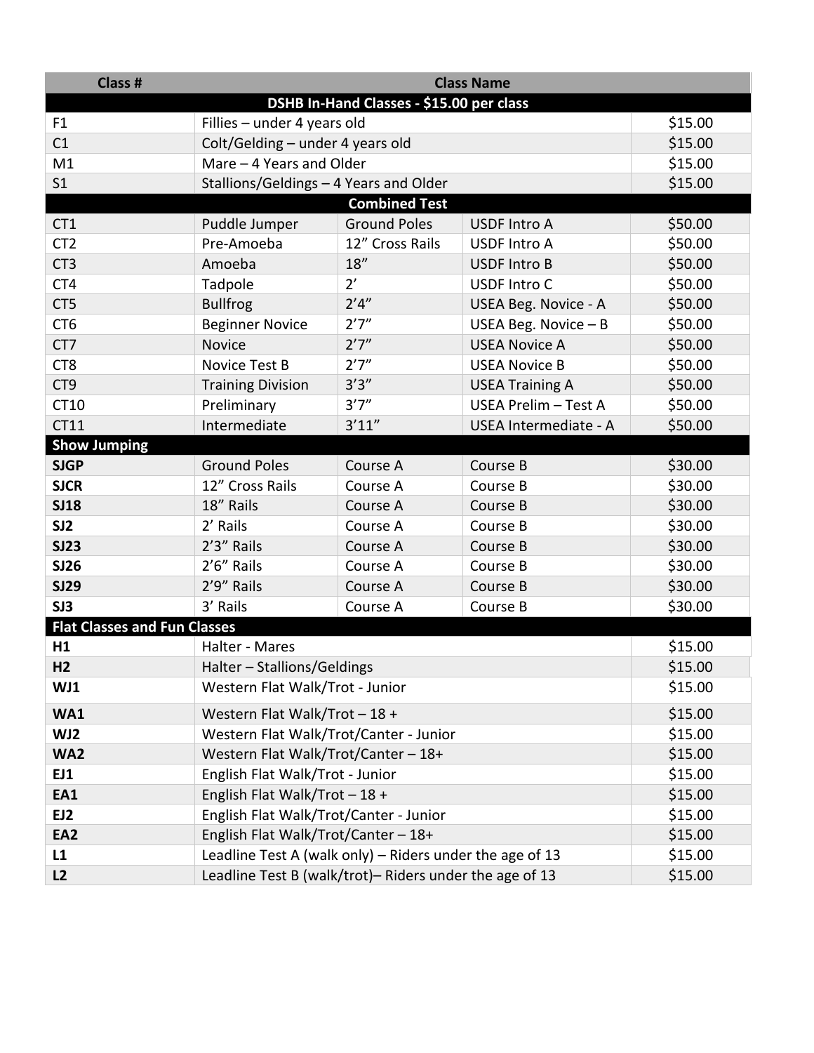| Class # | Class Name | | | |
|---|---|---|---|---|
| **DSHB In-Hand Classes - $15.00 per class** | | | | |
| F1 | Fillies – under 4 years old | | | $15.00 |
| C1 | Colt/Gelding – under 4 years old | | | $15.00 |
| M1 | Mare – 4 Years and Older | | | $15.00 |
| S1 | Stallions/Geldings – 4 Years and Older | | | $15.00 |
| **Combined Test** | | | | |
| CT1 | Puddle Jumper | Ground Poles | USDF Intro A | $50.00 |
| CT2 | Pre-Amoeba | 12" Cross Rails | USDF Intro A | $50.00 |
| CT3 | Amoeba | 18" | USDF Intro B | $50.00 |
| CT4 | Tadpole | 2' | USDF Intro C | $50.00 |
| CT5 | Bullfrog | 2'4" | USEA Beg. Novice - A | $50.00 |
| CT6 | Beginner Novice | 2'7" | USEA Beg. Novice – B | $50.00 |
| CT7 | Novice | 2'7" | USEA Novice A | $50.00 |
| CT8 | Novice Test B | 2'7" | USEA Novice B | $50.00 |
| CT9 | Training Division | 3'3" | USEA Training A | $50.00 |
| CT10 | Preliminary | 3'7" | USEA Prelim – Test A | $50.00 |
| CT11 | Intermediate | 3'11" | USEA Intermediate - A | $50.00 |
| **Show Jumping** | | | | |
| **SJGP** | Ground Poles | Course A | Course B | $30.00 |
| **SJCR** | 12" Cross Rails | Course A | Course B | $30.00 |
| **SJ18** | 18" Rails | Course A | Course B | $30.00 |
| **SJ2** | 2' Rails | Course A | Course B | $30.00 |
| **SJ23** | 2'3" Rails | Course A | Course B | $30.00 |
| **SJ26** | 2'6" Rails | Course A | Course B | $30.00 |
| **SJ29** | 2'9" Rails | Course A | Course B | $30.00 |
| **SJ3** | 3' Rails | Course A | Course B | $30.00 |
| **Flat Classes and Fun Classes** | | | | |
| **H1** | Halter - Mares | | | $15.00 |
| **H2** | Halter – Stallions/Geldings | | | $15.00 |
| **WJ1** | Western Flat Walk/Trot - Junior | | | $15.00 |
| **WA1** | Western Flat Walk/Trot – 18 + | | | $15.00 |
| **WJ2** | Western Flat Walk/Trot/Canter - Junior | | | $15.00 |
| **WA2** | Western Flat Walk/Trot/Canter – 18+ | | | $15.00 |
| **EJ1** | English Flat Walk/Trot - Junior | | | $15.00 |
| **EA1** | English Flat Walk/Trot – 18 + | | | $15.00 |
| **EJ2** | English Flat Walk/Trot/Canter - Junior | | | $15.00 |
| **EA2** | English Flat Walk/Trot/Canter – 18+ | | | $15.00 |
| **L1** | Leadline Test A (walk only) – Riders under the age of 13 | | | $15.00 |
| **L2** | Leadline Test B (walk/trot)– Riders under the age of 13 | | | $15.00 |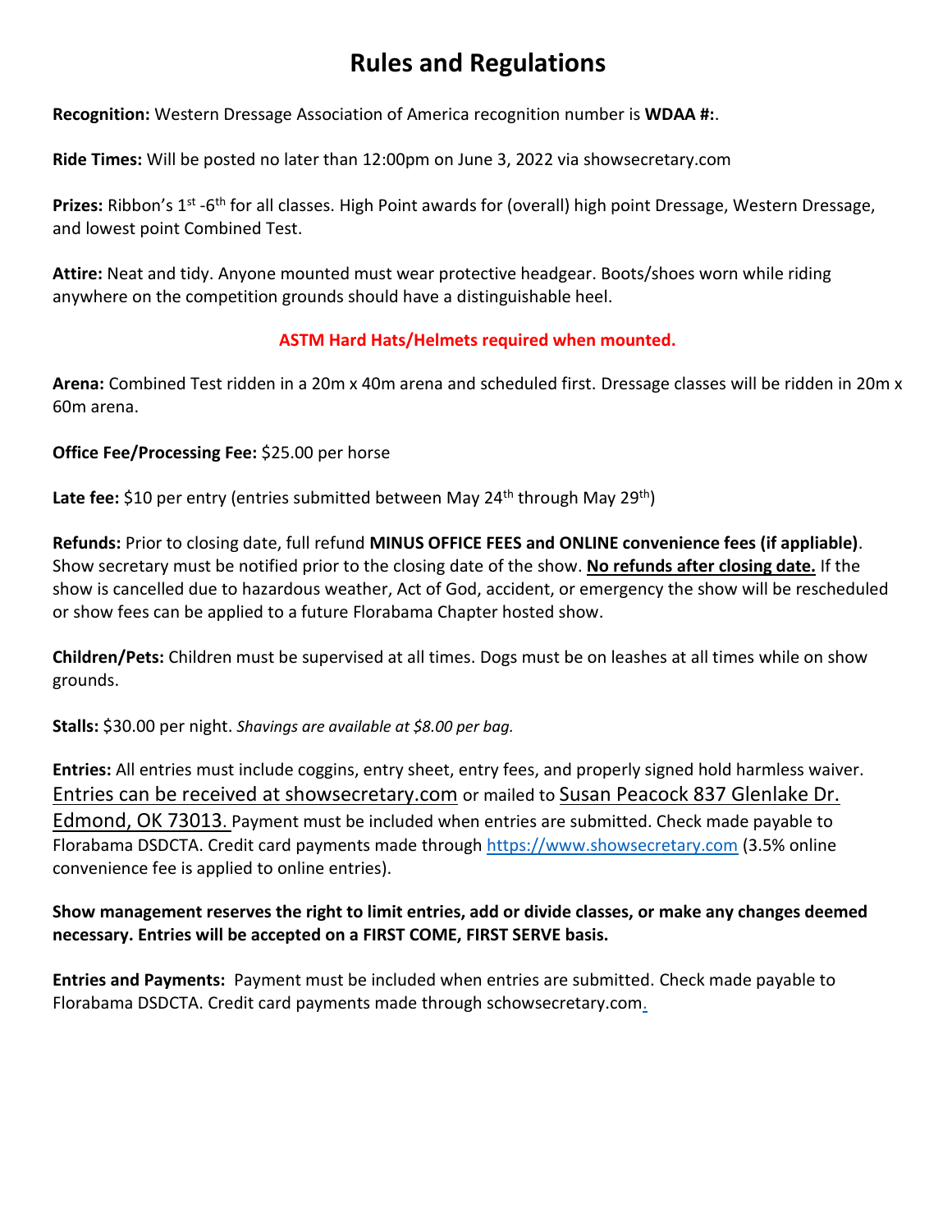# Rules and Regulations

**Recognition:** Western Dressage Association of America recognition number is **WDAA #:**.

**Ride Times:** Will be posted no later than 12:00pm on June 3, 2022 via showsecretary.com

**Prizes:** Ribbon's 1st -6th for all classes. High Point awards for (overall) high point Dressage, Western Dressage, and lowest point Combined Test.

**Attire:** Neat and tidy. Anyone mounted must wear protective headgear. Boots/shoes worn while riding anywhere on the competition grounds should have a distinguishable heel.

**ASTM Hard Hats/Helmets required when mounted.**

**Arena:** Combined Test ridden in a 20m x 40m arena and scheduled first. Dressage classes will be ridden in 20m x 60m arena.

**Office Fee/Processing Fee:** $25.00 per horse

**Late fee:** $10 per entry (entries submitted between May 24th through May 29th)

**Refunds:** Prior to closing date, full refund **MINUS OFFICE FEES and ONLINE convenience fees (if appliable)**. Show secretary must be notified prior to the closing date of the show. **No refunds after closing date.** If the show is cancelled due to hazardous weather, Act of God, accident, or emergency the show will be rescheduled or show fees can be applied to a future Florabama Chapter hosted show.

**Children/Pets:** Children must be supervised at all times. Dogs must be on leashes at all times while on show grounds.

**Stalls:** $30.00 per night. *Shavings are available at $8.00 per bag.*

**Entries:** All entries must include coggins, entry sheet, entry fees, and properly signed hold harmless waiver. Entries can be received at showsecretary.com or mailed to Susan Peacock 837 Glenlake Dr. Edmond, OK 73013. Payment must be included when entries are submitted. Check made payable to Florabama DSDCTA. Credit card payments made through https://www.showsecretary.com (3.5% online convenience fee is applied to online entries).

**Show management reserves the right to limit entries, add or divide classes, or make any changes deemed necessary. Entries will be accepted on a FIRST COME, FIRST SERVE basis.**

**Entries and Payments:** Payment must be included when entries are submitted. Check made payable to Florabama DSDCTA. Credit card payments made through schowsecretary.com.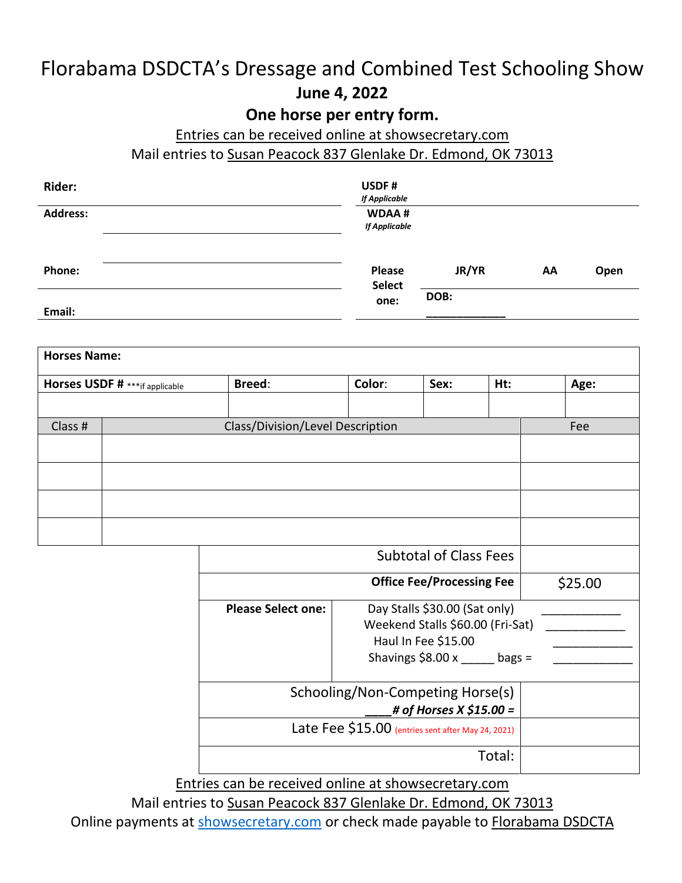# Florabama DSDCTA's Dressage and Combined Test Schooling Show

**June 4, 2022**

**One horse per entry form.**

Entries can be received online at showsecretary.com

Mail entries to Susan Peacock 837 Glenlake Dr. Edmond, OK 73013

| | | | | | |
|---|---|---|---|---|---|
| **Rider:** | | **USDF #** *If Applicable* | | | |
| **Address:** | | **WDAA #** *If Applicable* | | | |
| **Phone:** | | **Please Select one:** | **JR/YR** | **AA** | **Open** |
| **Email:** | | | **DOB:** ____________ | | |

| **Horses Name:** | | | | | |
|---|---|---|---|---|---|
| **Horses USDF #** ***if applicable | **Breed**: | **Color**: | **Sex:** | **Ht:** | **Age:** |
| | | | | | |

| Class # | Class/Division/Level Description | Fee |
|---|---|---|
| | | |
| | | |
| | | |
| | | |
| | Subtotal of Class Fees | |
| | **Office Fee/Processing Fee** | $25.00 |
| | **Please Select one:** Day Stalls $30.00 (Sat only) ____________ Weekend Stalls $60.00 (Fri-Sat) ____________ Haul In Fee $15.00 ____________ Shavings $8.00 x _____ bags = ____________ | |
| | Schooling/Non-Competing Horse(s) ____ *# of Horses X $15.00 =* | |
| | Late Fee $15.00 (entries sent after May 24, 2021) | |
| | Total: | |

Entries can be received online at showsecretary.com

Mail entries to Susan Peacock 837 Glenlake Dr. Edmond, OK 73013

Online payments at showsecretary.com or check made payable to Florabama DSDCTA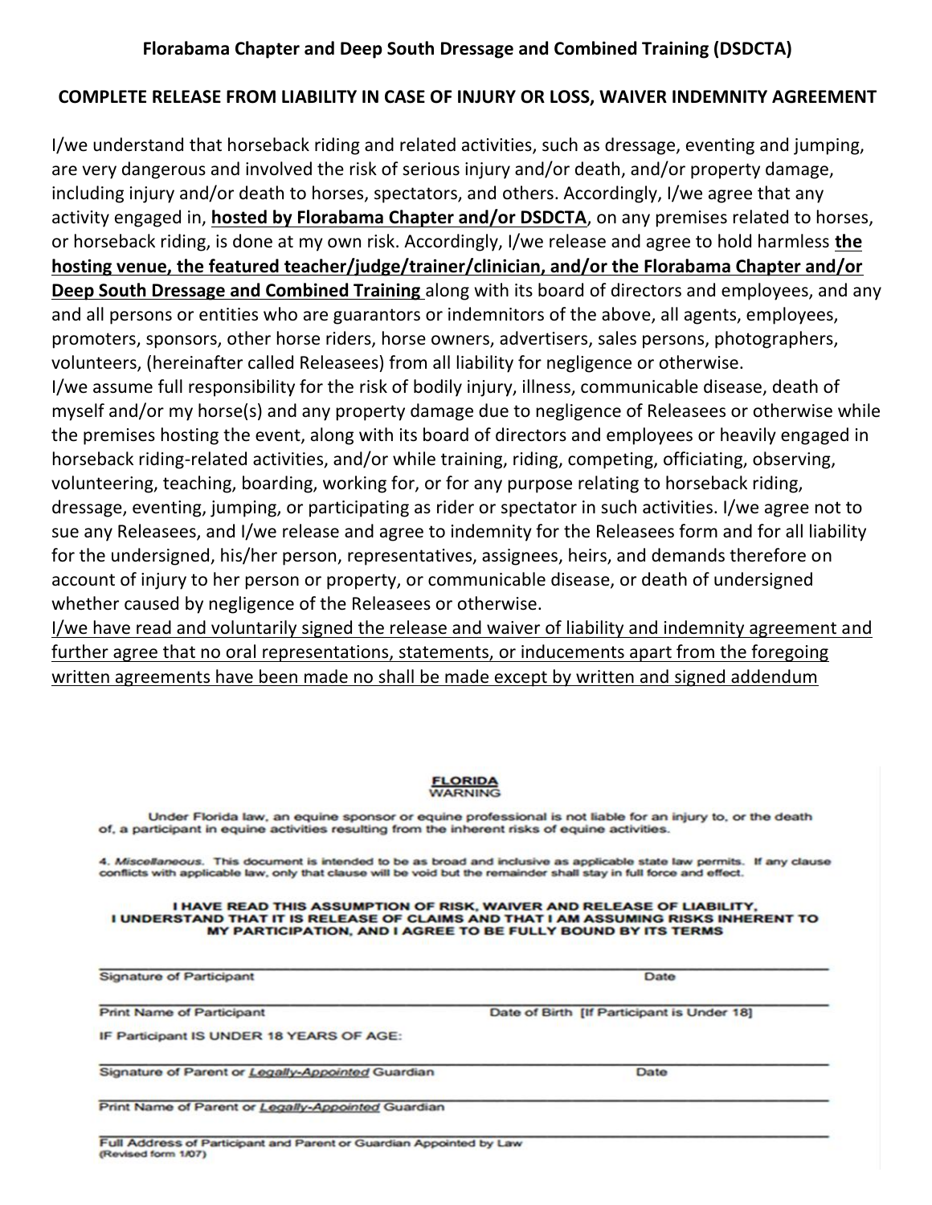**Florabama Chapter and Deep South Dressage and Combined Training (DSDCTA)**

**COMPLETE RELEASE FROM LIABILITY IN CASE OF INJURY OR LOSS, WAIVER INDEMNITY AGREEMENT**

I/we understand that horseback riding and related activities, such as dressage, eventing and jumping, are very dangerous and involved the risk of serious injury and/or death, and/or property damage, including injury and/or death to horses, spectators, and others. Accordingly, I/we agree that any activity engaged in, **hosted by Florabama Chapter and/or DSDCTA**, on any premises related to horses, or horseback riding, is done at my own risk. Accordingly, I/we release and agree to hold harmless **the hosting venue, the featured teacher/judge/trainer/clinician, and/or the Florabama Chapter and/or Deep South Dressage and Combined Training** along with its board of directors and employees, and any and all persons or entities who are guarantors or indemnitors of the above, all agents, employees, promoters, sponsors, other horse riders, horse owners, advertisers, sales persons, photographers, volunteers, (hereinafter called Releasees) from all liability for negligence or otherwise.
I/we assume full responsibility for the risk of bodily injury, illness, communicable disease, death of myself and/or my horse(s) and any property damage due to negligence of Releasees or otherwise while the premises hosting the event, along with its board of directors and employees or heavily engaged in horseback riding-related activities, and/or while training, riding, competing, officiating, observing, volunteering, teaching, boarding, working for, or for any purpose relating to horseback riding, dressage, eventing, jumping, or participating as rider or spectator in such activities. I/we agree not to sue any Releasees, and I/we release and agree to indemnity for the Releasees form and for all liability for the undersigned, his/her person, representatives, assignees, heirs, and demands therefore on account of injury to her person or property, or communicable disease, or death of undersigned whether caused by negligence of the Releasees or otherwise.
<u>I/we have read and voluntarily signed the release and waiver of liability and indemnity agreement and further agree that no oral representations, statements, or inducements apart from the foregoing written agreements have been made no shall be made except by written and signed addendum</u>

**FLORIDA**
WARNING

Under Florida law, an equine sponsor or equine professional is not liable for an injury to, or the death of, a participant in equine activities resulting from the inherent risks of equine activities.

4. *Miscellaneous.* This document is intended to be as broad and inclusive as applicable state law permits. If any clause conflicts with applicable law, only that clause will be void but the remainder shall stay in full force and effect.

**I HAVE READ THIS ASSUMPTION OF RISK, WAIVER AND RELEASE OF LIABILITY, I UNDERSTAND THAT IT IS RELEASE OF CLAIMS AND THAT I AM ASSUMING RISKS INHERENT TO MY PARTICIPATION, AND I AGREE TO BE FULLY BOUND BY ITS TERMS**

______________________________________________
Signature of Participant    Date

______________________________________________
Print Name of Participant    Date of Birth [If Participant is Under 18]

IF Participant IS UNDER 18 YEARS OF AGE:

______________________________________________
Signature of Parent or *Legally-Appointed* Guardian    Date

______________________________________________
Print Name of Parent or *Legally-Appointed* Guardian

______________________________________________
Full Address of Participant and Parent or Guardian Appointed by Law
(Revised form 1/07)